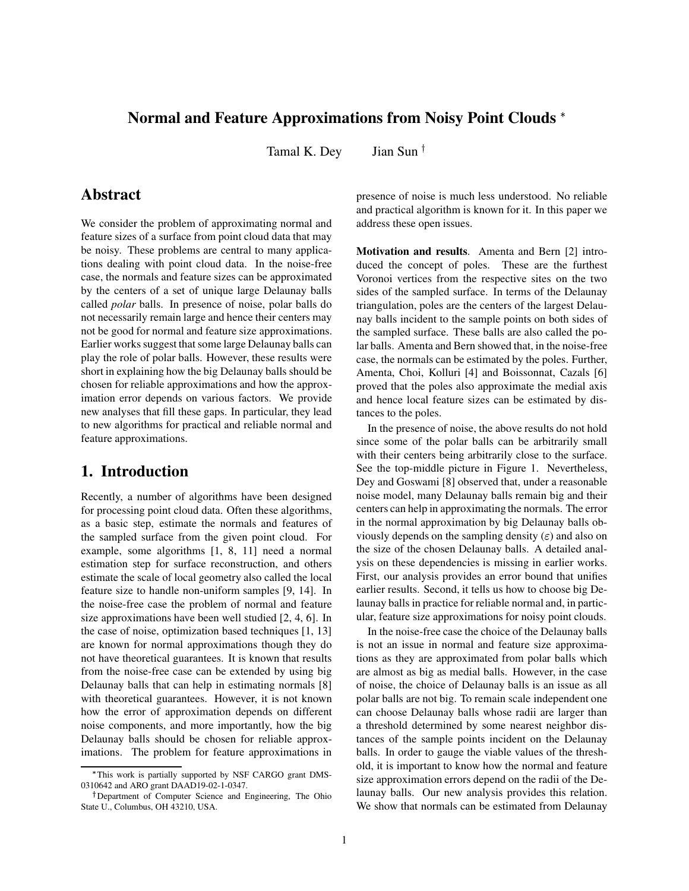# Normal and Feature Approximations from Noisy Point Clouds *

Tamal K. Dey    Jian Sun †

## Abstract

We consider the problem of approximating normal and feature sizes of a surface from point cloud data that may be noisy. These problems are central to many applications dealing with point cloud data. In the noise-free case, the normals and feature sizes can be approximated by the centers of a set of unique large Delaunay balls called *polar* balls. In presence of noise, polar balls do not necessarily remain large and hence their centers may not be good for normal and feature size approximations. Earlier works suggest that some large Delaunay balls can play the role of polar balls. However, these results were short in explaining how the big Delaunay balls should be chosen for reliable approximations and how the approximation error depends on various factors. We provide new analyses that fill these gaps. In particular, they lead to new algorithms for practical and reliable normal and feature approximations.

## 1. Introduction

Recently, a number of algorithms have been designed for processing point cloud data. Often these algorithms, as a basic step, estimate the normals and features of the sampled surface from the given point cloud. For example, some algorithms [1, 8, 11] need a normal estimation step for surface reconstruction, and others estimate the scale of local geometry also called the local feature size to handle non-uniform samples [9, 14]. In the noise-free case the problem of normal and feature size approximations have been well studied [2, 4, 6]. In the case of noise, optimization based techniques [1, 13] are known for normal approximations though they do not have theoretical guarantees. It is known that results from the noise-free case can be extended by using big Delaunay balls that can help in estimating normals [8] with theoretical guarantees. However, it is not known how the error of approximation depends on different noise components, and more importantly, how the big Delaunay balls should be chosen for reliable approximations. The problem for feature approximations in presence of noise is much less understood. No reliable and practical algorithm is known for it. In this paper we address these open issues.

**Motivation and results**. Amenta and Bern [2] introduced the concept of poles. These are the furthest Voronoi vertices from the respective sites on the two sides of the sampled surface. In terms of the Delaunay triangulation, poles are the centers of the largest Delaunay balls incident to the sample points on both sides of the sampled surface. These balls are also called the polar balls. Amenta and Bern showed that, in the noise-free case, the normals can be estimated by the poles. Further, Amenta, Choi, Kolluri [4] and Boissonnat, Cazals [6] proved that the poles also approximate the medial axis and hence local feature sizes can be estimated by distances to the poles.

In the presence of noise, the above results do not hold since some of the polar balls can be arbitrarily small with their centers being arbitrarily close to the surface. See the top-middle picture in Figure 1. Nevertheless, Dey and Goswami [8] observed that, under a reasonable noise model, many Delaunay balls remain big and their centers can help in approximating the normals. The error in the normal approximation by big Delaunay balls obviously depends on the sampling density ($\varepsilon$) and also on the size of the chosen Delaunay balls. A detailed analysis on these dependencies is missing in earlier works. First, our analysis provides an error bound that unifies earlier results. Second, it tells us how to choose big Delaunay balls in practice for reliable normal and, in particular, feature size approximations for noisy point clouds.

In the noise-free case the choice of the Delaunay balls is not an issue in normal and feature size approximations as they are approximated from polar balls which are almost as big as medial balls. However, in the case of noise, the choice of Delaunay balls is an issue as all polar balls are not big. To remain scale independent one can choose Delaunay balls whose radii are larger than a threshold determined by some nearest neighbor distances of the sample points incident on the Delaunay balls. In order to gauge the viable values of the threshold, it is important to know how the normal and feature size approximation errors depend on the radii of the Delaunay balls. Our new analysis provides this relation. We show that normals can be estimated from Delaunay

*This work is partially supported by NSF CARGO grant DMS-0310642 and ARO grant DAAD19-02-1-0347.

†Department of Computer Science and Engineering, The Ohio State U., Columbus, OH 43210, USA.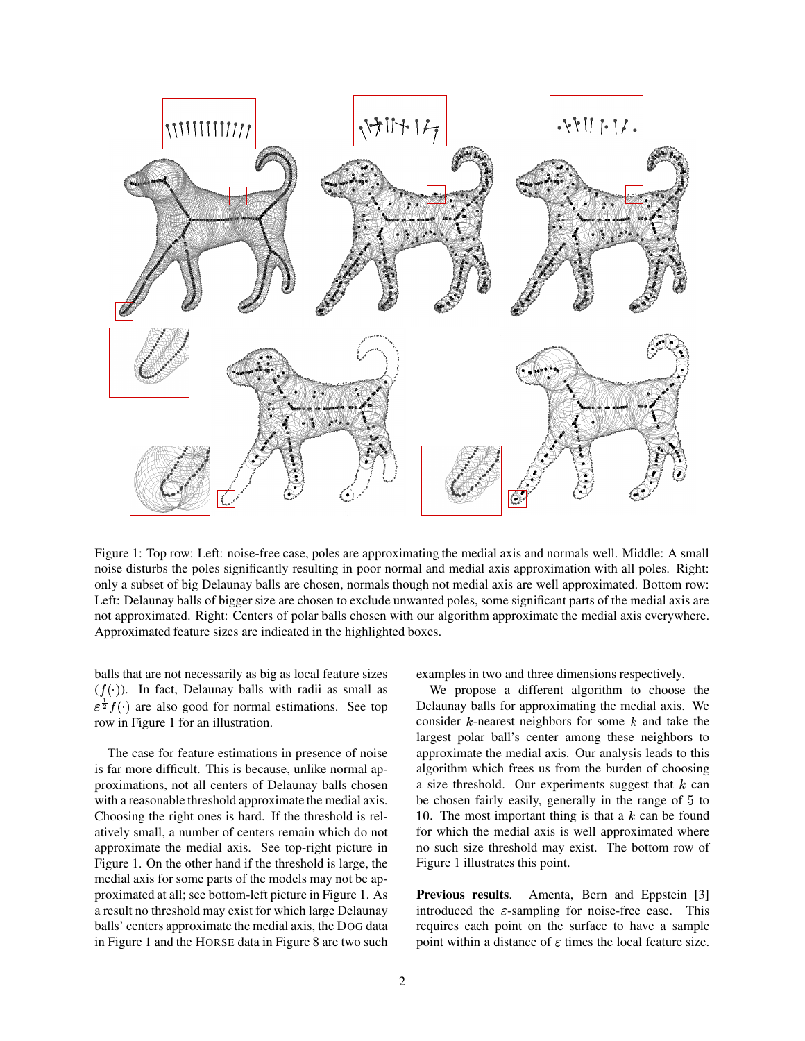Figure 1: Top row: Left: noise-free case, poles are approximating the medial axis and normals well. Middle: A small noise disturbs the poles significantly resulting in poor normal and medial axis approximation with all poles. Right: only a subset of big Delaunay balls are chosen, normals though not medial axis are well approximated. Bottom row: Left: Delaunay balls of bigger size are chosen to exclude unwanted poles, some significant parts of the medial axis are not approximated. Right: Centers of polar balls chosen with our algorithm approximate the medial axis everywhere. Approximated feature sizes are indicated in the highlighted boxes.

balls that are not necessarily as big as local feature sizes ($f(\cdot)$). In fact, Delaunay balls with radii as small as $\varepsilon^{\frac{1}{2}} f(\cdot)$ are also good for normal estimations. See top row in Figure 1 for an illustration.

The case for feature estimations in presence of noise is far more difficult. This is because, unlike normal approximations, not all centers of Delaunay balls chosen with a reasonable threshold approximate the medial axis. Choosing the right ones is hard. If the threshold is relatively small, a number of centers remain which do not approximate the medial axis. See top-right picture in Figure 1. On the other hand if the threshold is large, the medial axis for some parts of the models may not be approximated at all; see bottom-left picture in Figure 1. As a result no threshold may exist for which large Delaunay balls' centers approximate the medial axis, the DOG data in Figure 1 and the HORSE data in Figure 8 are two such examples in two and three dimensions respectively.

We propose a different algorithm to choose the Delaunay balls for approximating the medial axis. We consider $k$-nearest neighbors for some $k$ and take the largest polar ball's center among these neighbors to approximate the medial axis. Our analysis leads to this algorithm which frees us from the burden of choosing a size threshold. Our experiments suggest that $k$ can be chosen fairly easily, generally in the range of 5 to 10. The most important thing is that a $k$ can be found for which the medial axis is well approximated where no such size threshold may exist. The bottom row of Figure 1 illustrates this point.

**Previous results**. Amenta, Bern and Eppstein [3] introduced the $\varepsilon$-sampling for noise-free case. This requires each point on the surface to have a sample point within a distance of $\varepsilon$ times the local feature size.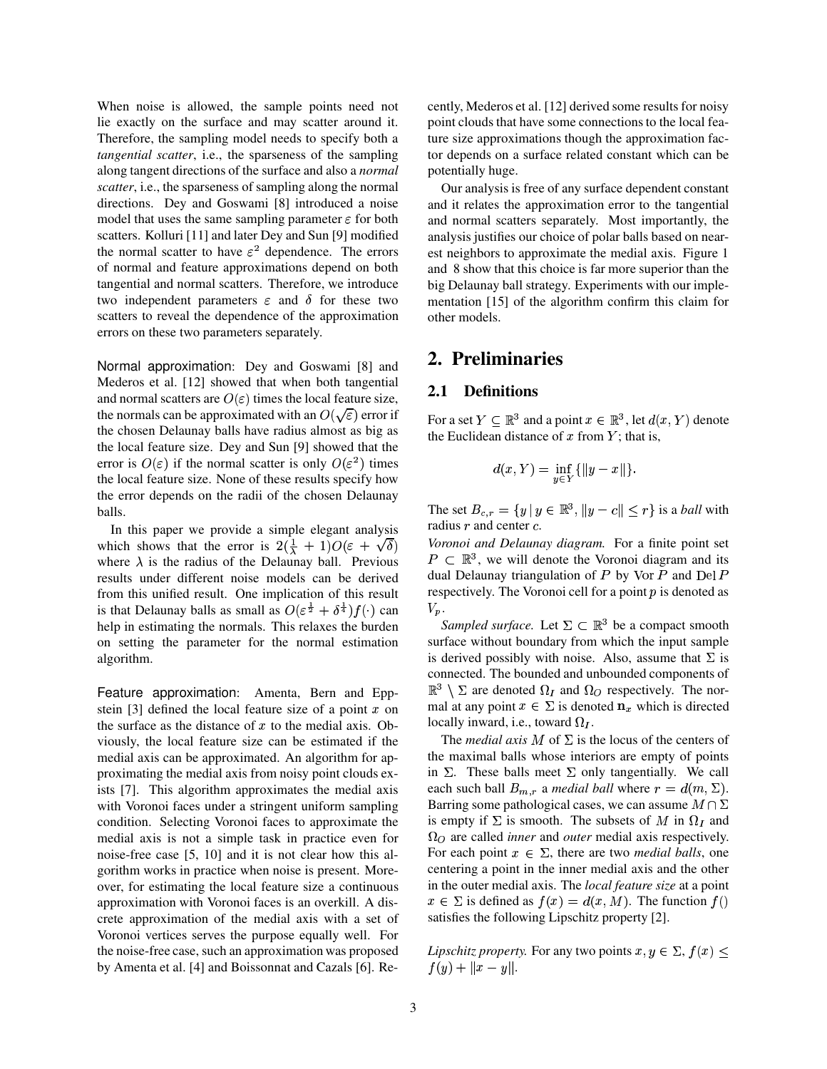When noise is allowed, the sample points need not lie exactly on the surface and may scatter around it. Therefore, the sampling model needs to specify both a *tangential scatter*, i.e., the sparseness of the sampling along tangent directions of the surface and also a *normal scatter*, i.e., the sparseness of sampling along the normal directions. Dey and Goswami [8] introduced a noise model that uses the same sampling parameter $\varepsilon$ for both scatters. Kolluri [11] and later Dey and Sun [9] modified the normal scatter to have $\varepsilon^2$ dependence. The errors of normal and feature approximations depend on both tangential and normal scatters. Therefore, we introduce two independent parameters $\varepsilon$ and $\delta$ for these two scatters to reveal the dependence of the approximation errors on these two parameters separately.

Normal approximation: Dey and Goswami [8] and Mederos et al. [12] showed that when both tangential and normal scatters are $O(\varepsilon)$ times the local feature size, the normals can be approximated with an $O(\sqrt{\varepsilon})$ error if the chosen Delaunay balls have radius almost as big as the local feature size. Dey and Sun [9] showed that the error is $O(\varepsilon)$ if the normal scatter is only $O(\varepsilon^2)$ times the local feature size. None of these results specify how the error depends on the radii of the chosen Delaunay balls.

In this paper we provide a simple elegant analysis which shows that the error is $2(\frac{1}{\lambda}+1)O(\varepsilon+\sqrt{\delta})$ where $\lambda$ is the radius of the Delaunay ball. Previous results under different noise models can be derived from this unified result. One implication of this result is that Delaunay balls as small as $O(\varepsilon^{\frac{1}{2}}+\delta^{\frac{1}{4}})f(\cdot)$ can help in estimating the normals. This relaxes the burden on setting the parameter for the normal estimation algorithm.

Feature approximation: Amenta, Bern and Eppstein [3] defined the local feature size of a point $x$ on the surface as the distance of $x$ to the medial axis. Obviously, the local feature size can be estimated if the medial axis can be approximated. An algorithm for approximating the medial axis from noisy point clouds exists [7]. This algorithm approximates the medial axis with Voronoi faces under a stringent uniform sampling condition. Selecting Voronoi faces to approximate the medial axis is not a simple task in practice even for noise-free case [5, 10] and it is not clear how this algorithm works in practice when noise is present. Moreover, for estimating the local feature size a continuous approximation with Voronoi faces is an overkill. A discrete approximation of the medial axis with a set of Voronoi vertices serves the purpose equally well. For the noise-free case, such an approximation was proposed by Amenta et al. [4] and Boissonnat and Cazals [6]. Recently, Mederos et al. [12] derived some results for noisy point clouds that have some connections to the local feature size approximations though the approximation factor depends on a surface related constant which can be potentially huge.

Our analysis is free of any surface dependent constant and it relates the approximation error to the tangential and normal scatters separately. Most importantly, the analysis justifies our choice of polar balls based on nearest neighbors to approximate the medial axis. Figure 1 and 8 show that this choice is far more superior than the big Delaunay ball strategy. Experiments with our implementation [15] of the algorithm confirm this claim for other models.

# 2. Preliminaries

## 2.1 Definitions

For a set $Y \subseteq \mathbb{R}^3$ and a point $x \in \mathbb{R}^3$, let $d(x, Y)$ denote the Euclidean distance of $x$ from $Y$; that is,

$$d(x, Y) = \inf_{y \in Y}\{\|y - x\|\}.$$

The set $B_{c,r} = \{y \mid y \in \mathbb{R}^3, \|y - c\| \leq r\}$ is a *ball* with radius $r$ and center $c$.

*Voronoi and Delaunay diagram.* For a finite point set $P \subset \mathbb{R}^3$, we will denote the Voronoi diagram and its dual Delaunay triangulation of $P$ by Vor $P$ and Del $P$ respectively. The Voronoi cell for a point $p$ is denoted as $V_p$.

*Sampled surface.* Let $\Sigma \subset \mathbb{R}^3$ be a compact smooth surface without boundary from which the input sample is derived possibly with noise. Also, assume that $\Sigma$ is connected. The bounded and unbounded components of $\mathbb{R}^3 \setminus \Sigma$ are denoted $\Omega_I$ and $\Omega_O$ respectively. The normal at any point $x \in \Sigma$ is denoted $\mathbf{n}_x$ which is directed locally inward, i.e., toward $\Omega_I$.

The *medial axis* $M$ of $\Sigma$ is the locus of the centers of the maximal balls whose interiors are empty of points in $\Sigma$. These balls meet $\Sigma$ only tangentially. We call each such ball $B_{m,r}$ a *medial ball* where $r = d(m, \Sigma)$. Barring some pathological cases, we can assume $M \cap \Sigma$ is empty if $\Sigma$ is smooth. The subsets of $M$ in $\Omega_I$ and $\Omega_O$ are called *inner* and *outer* medial axis respectively. For each point $x \in \Sigma$, there are two *medial balls*, one centering a point in the inner medial axis and the other in the outer medial axis. The *local feature size* at a point $x \in \Sigma$ is defined as $f(x) = d(x, M)$. The function $f()$ satisfies the following Lipschitz property [2].

*Lipschitz property.* For any two points $x, y \in \Sigma$, $f(x) \leq f(y) + \|x - y\|$.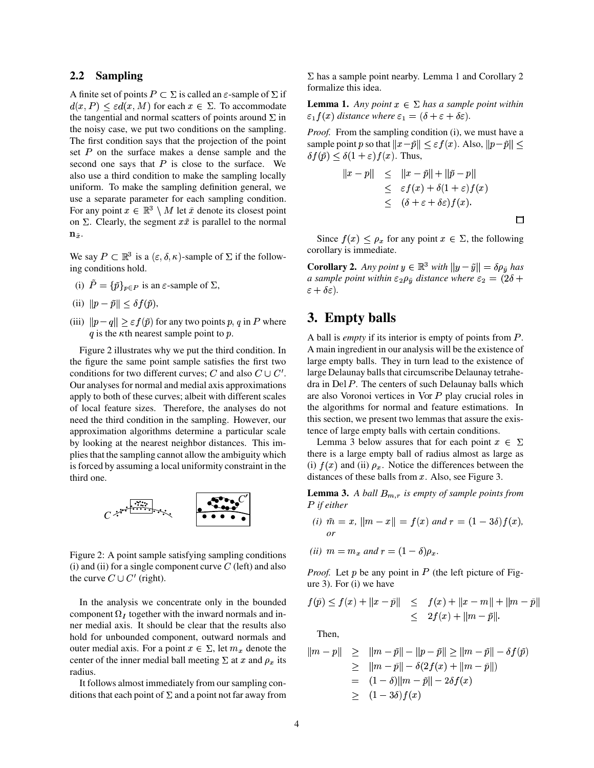## 2.2 Sampling

A finite set of points $P \subset \Sigma$ is called an $\varepsilon$-sample of $\Sigma$ if $d(x, P) \leq \varepsilon d(x, M)$ for each $x \in \Sigma$. To accommodate the tangential and normal scatters of points around $\Sigma$ in the noisy case, we put two conditions on the sampling. The first condition says that the projection of the point set $P$ on the surface makes a dense sample and the second one says that $P$ is close to the surface. We also use a third condition to make the sampling locally uniform. To make the sampling definition general, we use a separate parameter for each sampling condition. For any point $x \in \mathbb{R}^3 \setminus M$ let $\tilde{x}$ denote its closest point on $\Sigma$. Clearly, the segment $x\tilde{x}$ is parallel to the normal $\mathbf{n}_{\tilde{x}}$.

We say $P \subset \mathbb{R}^3$ is a $(\varepsilon, \delta, \kappa)$-sample of $\Sigma$ if the following conditions hold.

(i) $\tilde{P} = \{\tilde{p}\}_{p \in P}$ is an $\varepsilon$-sample of $\Sigma$,

(ii) $\|p - \tilde{p}\| \leq \delta f(\tilde{p})$,

(iii) $\|p - q\| \geq \varepsilon f(\tilde{p})$ for any two points $p$, $q$ in $P$ where $q$ is the $\kappa$th nearest sample point to $p$.

Figure 2 illustrates why we put the third condition. In the figure the same point sample satisfies the first two conditions for two different curves; $C$ and also $C \cup C'$. Our analyses for normal and medial axis approximations apply to both of these curves; albeit with different scales of local feature sizes. Therefore, the analyses do not need the third condition in the sampling. However, our approximation algorithms determine a particular scale by looking at the nearest neighbor distances. This implies that the sampling cannot allow the ambiguity which is forced by assuming a local uniformity constraint in the third one.

Figure 2: A point sample satisfying sampling conditions (i) and (ii) for a single component curve $C$ (left) and also the curve $C \cup C'$ (right).

In the analysis we concentrate only in the bounded component $\Omega_I$ together with the inward normals and inner medial axis. It should be clear that the results also hold for unbounded component, outward normals and outer medial axis. For a point $x \in \Sigma$, let $m_x$ denote the center of the inner medial ball meeting $\Sigma$ at $x$ and $\rho_x$ its radius.

It follows almost immediately from our sampling conditions that each point of $\Sigma$ and a point not far away from $\Sigma$ has a sample point nearby. Lemma 1 and Corollary 2 formalize this idea.

**Lemma 1.** *Any point $x \in \Sigma$ has a sample point within $\varepsilon_1 f(x)$ distance where $\varepsilon_1 = (\delta + \varepsilon + \delta\varepsilon)$.*

*Proof.* From the sampling condition (i), we must have a sample point $p$ so that $\|x - \tilde{p}\| \leq \varepsilon f(x)$. Also, $\|p - \tilde{p}\| \leq \delta f(\tilde{p}) \leq \delta(1 + \varepsilon) f(x)$. Thus,

$$
\begin{aligned}
\|x - p\| &\leq \|x - \tilde{p}\| + \|\tilde{p} - p\| \\
&\leq \varepsilon f(x) + \delta(1 + \varepsilon) f(x) \\
&\leq (\delta + \varepsilon + \delta\varepsilon) f(x).
\end{aligned}
$$

$\square$

Since $f(x) \leq \rho_x$ for any point $x \in \Sigma$, the following corollary is immediate.

**Corollary 2.** *Any point $y \in \mathbb{R}^3$ with $\|y - \tilde{y}\| = \delta\rho_{\tilde{y}}$ has a sample point within $\varepsilon_2 \rho_{\tilde{y}}$ distance where $\varepsilon_2 = (2\delta + \varepsilon + \delta\varepsilon)$.*

# 3. Empty balls

A ball is *empty* if its interior is empty of points from $P$. A main ingredient in our analysis will be the existence of large empty balls. They in turn lead to the existence of large Delaunay balls that circumscribe Delaunay tetrahedra in Del $P$. The centers of such Delaunay balls which are also Voronoi vertices in Vor $P$ play crucial roles in the algorithms for normal and feature estimations. In this section, we present two lemmas that assure the existence of large empty balls with certain conditions.

Lemma 3 below assures that for each point $x \in \Sigma$ there is a large empty ball of radius almost as large as (i) $f(x)$ and (ii) $\rho_x$. Notice the differences between the distances of these balls from $x$. Also, see Figure 3.

**Lemma 3.** *A ball $B_{m,r}$ is empty of sample points from $P$ if either*

*(i) $\tilde{m} = x$, $\|m - x\| = f(x)$ and $r = (1 - 3\delta) f(x)$, or*

*(ii) $m = m_x$ and $r = (1 - \delta)\rho_x$.*

*Proof.* Let $p$ be any point in $P$ (the left picture of Figure 3). For (i) we have

$$
\begin{aligned}
f(\tilde{p}) \leq f(x) + \|x - \tilde{p}\| &\leq f(x) + \|x - m\| + \|m - \tilde{p}\| \\
&\leq 2f(x) + \|m - \tilde{p}\|.
\end{aligned}
$$

Then,

$$
\begin{aligned}
\|m - p\| &\geq \|m - \tilde{p}\| - \|p - \tilde{p}\| \geq \|m - \tilde{p}\| - \delta f(\tilde{p}) \\
&\geq \|m - \tilde{p}\| - \delta(2f(x) + \|m - \tilde{p}\|) \\
&= (1 - \delta)\|m - \tilde{p}\| - 2\delta f(x) \\
&\geq (1 - 3\delta) f(x)
\end{aligned}
$$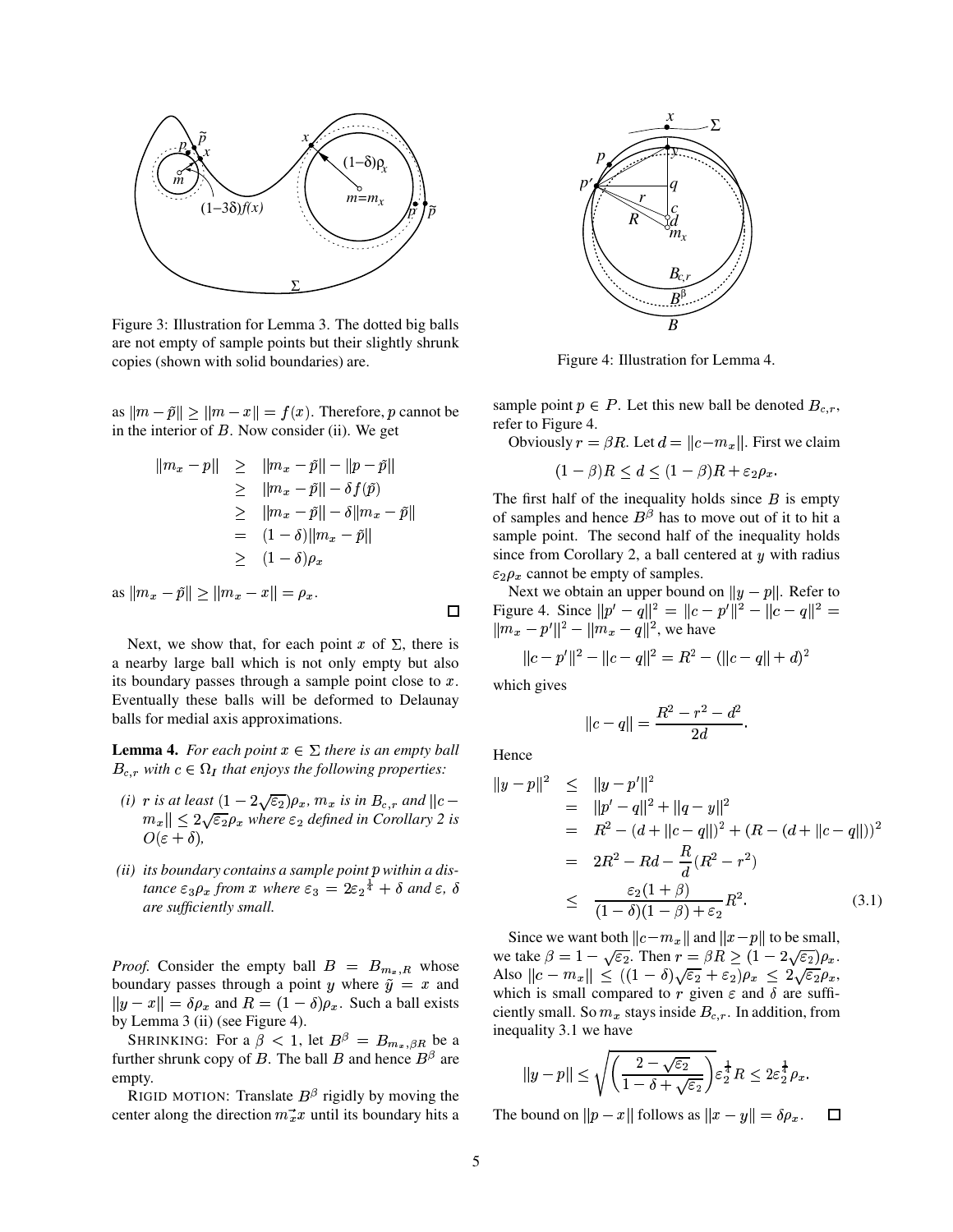Figure 3: Illustration for Lemma 3. The dotted big balls are not empty of sample points but their slightly shrunk copies (shown with solid boundaries) are.

as $\|m - \tilde{p}\| \geq \|m - x\| = f(x)$. Therefore, $p$ cannot be in the interior of $B$. Now consider (ii). We get

$$
\begin{aligned}
\|m_x - p\| &\geq \|m_x - \tilde{p}\| - \|p - \tilde{p}\| \\
&\geq \|m_x - \tilde{p}\| - \delta f(\tilde{p}) \\
&\geq \|m_x - \tilde{p}\| - \delta \|m_x - \tilde{p}\| \\
&= (1 - \delta)\|m_x - \tilde{p}\| \\
&\geq (1 - \delta)\rho_x
\end{aligned}
$$

as $\|m_x - \tilde{p}\| \geq \|m_x - x\| = \rho_x$. □

Next, we show that, for each point $x$ of $\Sigma$, there is a nearby large ball which is not only empty but also its boundary passes through a sample point close to $x$. Eventually these balls will be deformed to Delaunay balls for medial axis approximations.

**Lemma 4.** *For each point $x \in \Sigma$ there is an empty ball $B_{c,r}$ with $c \in \Omega_I$ that enjoys the following properties:*

*(i) $r$ is at least $(1 - 2\sqrt{\varepsilon_2})\rho_x$, $m_x$ is in $B_{c,r}$ and $\|c - m_x\| \leq 2\sqrt{\varepsilon_2}\rho_x$ where $\varepsilon_2$ defined in Corollary 2 is $O(\varepsilon + \delta)$,*

*(ii) its boundary contains a sample point $p$ within a distance $\varepsilon_3\rho_x$ from $x$ where $\varepsilon_3 = 2\varepsilon_2^{\frac{1}{4}} + \delta$ and $\varepsilon$, $\delta$ are sufficiently small.*

*Proof.* Consider the empty ball $B = B_{m_x,R}$ whose boundary passes through a point $y$ where $\tilde{y} = x$ and $\|y - x\| = \delta\rho_x$ and $R = (1 - \delta)\rho_x$. Such a ball exists by Lemma 3 (ii) (see Figure 4).

SHRINKING: For a $\beta < 1$, let $B^\beta = B_{m_x,\beta R}$ be a further shrunk copy of $B$. The ball $B$ and hence $B^\beta$ are empty.

RIGID MOTION: Translate $B^\beta$ rigidly by moving the center along the direction $\vec{m_x x}$ until its boundary hits a sample point $p \in P$. Let this new ball be denoted $B_{c,r}$, refer to Figure 4.

Figure 4: Illustration for Lemma 4.

Obviously $r = \beta R$. Let $d = \|c - m_x\|$. First we claim

$$(1 - \beta)R \leq d \leq (1 - \beta)R + \varepsilon_2\rho_x.$$

The first half of the inequality holds since $B$ is empty of samples and hence $B^\beta$ has to move out of it to hit a sample point. The second half of the inequality holds since from Corollary 2, a ball centered at $y$ with radius $\varepsilon_2\rho_x$ cannot be empty of samples.

Next we obtain an upper bound on $\|y - p\|$. Refer to Figure 4. Since $\|p' - q\|^2 = \|c - p'\|^2 - \|c - q\|^2 = \|m_x - p'\|^2 - \|m_x - q\|^2$, we have

$$\|c - p'\|^2 - \|c - q\|^2 = R^2 - (\|c - q\| + d)^2$$

which gives

$$\|c - q\| = \frac{R^2 - r^2 - d^2}{2d}.$$

Hence

$$
\begin{aligned}
\|y - p\|^2 &\leq \|y - p'\|^2 \\
&= \|p' - q\|^2 + \|q - y\|^2 \\
&= R^2 - (d + \|c - q\|)^2 + (R - (d + \|c - q\|))^2 \\
&= 2R^2 - Rd - \frac{R}{d}(R^2 - r^2) \\
&\leq \frac{\varepsilon_2(1 + \beta)}{(1 - \delta)(1 - \beta) + \varepsilon_2}R^2. \qquad (3.1)
\end{aligned}
$$

Since we want both $\|c - m_x\|$ and $\|x - p\|$ to be small, we take $\beta = 1 - \sqrt{\varepsilon_2}$. Then $r = \beta R \geq (1 - 2\sqrt{\varepsilon_2})\rho_x$. Also $\|c - m_x\| \leq ((1 - \delta)\sqrt{\varepsilon_2} + \varepsilon_2)\rho_x \leq 2\sqrt{\varepsilon_2}\rho_x$, which is small compared to $r$ given $\varepsilon$ and $\delta$ are sufficiently small. So $m_x$ stays inside $B_{c,r}$. In addition, from inequality 3.1 we have

$$\|y - p\| \leq \sqrt{\left(\frac{2 - \sqrt{\varepsilon_2}}{1 - \delta + \sqrt{\varepsilon_2}}\right)}\varepsilon_2^{\frac{1}{4}}R \leq 2\varepsilon_2^{\frac{1}{4}}\rho_x.$$

The bound on $\|p - x\|$ follows as $\|x - y\| = \delta\rho_x$. □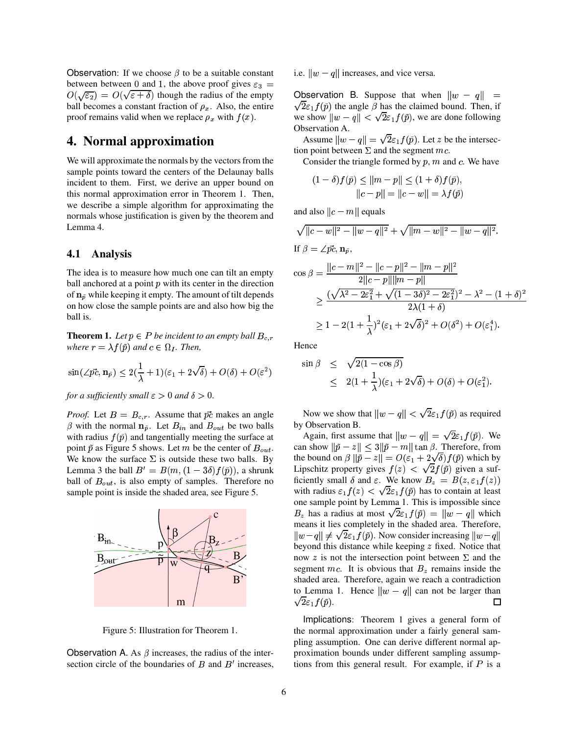Observation: If we choose $\beta$ to be a suitable constant between between 0 and 1, the above proof gives $\varepsilon_3 = O(\sqrt{\varepsilon_2}) = O(\sqrt{\varepsilon + \delta})$ though the radius of the empty ball becomes a constant fraction of $\rho_x$. Also, the entire proof remains valid when we replace $\rho_x$ with $f(x)$.

# 4. Normal approximation

We will approximate the normals by the vectors from the sample points toward the centers of the Delaunay balls incident to them. First, we derive an upper bound on this normal approximation error in Theorem 1. Then, we describe a simple algorithm for approximating the normals whose justification is given by the theorem and Lemma 4.

## 4.1 Analysis

The idea is to measure how much one can tilt an empty ball anchored at a point $p$ with its center in the direction of $\mathbf{n}_{\tilde{p}}$ while keeping it empty. The amount of tilt depends on how close the sample points are and also how big the ball is.

**Theorem 1.** *Let $p \in P$ be incident to an empty ball $B_{c,r}$ where $r = \lambda f(\tilde{p})$ and $c \in \Omega_I$. Then,*

$$\sin(\angle \vec{pc}, \mathbf{n}_{\tilde{p}}) \leq 2(\frac{1}{\lambda} + 1)(\varepsilon_1 + 2\sqrt{\delta}) + O(\delta) + O(\varepsilon^2)$$

*for a sufficiently small $\varepsilon > 0$ and $\delta > 0$.*

*Proof.* Let $B = B_{c,r}$. Assume that $\vec{pc}$ makes an angle $\beta$ with the normal $\mathbf{n}_{\tilde{p}}$. Let $B_{in}$ and $B_{out}$ be two balls with radius $f(\tilde{p})$ and tangentially meeting the surface at point $\tilde{p}$ as Figure 5 shows. Let $m$ be the center of $B_{out}$. We know the surface $\Sigma$ is outside these two balls. By Lemma 3 the ball $B' = B(m, (1-3\delta)f(\bar{p}))$, a shrunk ball of $B_{out}$, is also empty of samples. Therefore no sample point is inside the shaded area, see Figure 5.

Figure 5: Illustration for Theorem 1.

Observation A. As $\beta$ increases, the radius of the intersection circle of the boundaries of $B$ and $B'$ increases, i.e. $\|w - q\|$ increases, and vice versa.

Observation B. Suppose that when $\|w - q\| = \sqrt{2}\varepsilon_1 f(\tilde{p})$ the angle $\beta$ has the claimed bound. Then, if we show $\|w - q\| < \sqrt{2}\varepsilon_1 f(\tilde{p})$, we are done following Observation A.

Assume $\|w - q\| = \sqrt{2}\varepsilon_1 f(\tilde{p})$. Let $z$ be the intersection point between $\Sigma$ and the segment $mc$.

Consider the triangle formed by $p$, $m$ and $c$. We have

$$(1-\delta)f(\bar{p}) \leq \|m - p\| \leq (1+\delta)f(\bar{p}),$$
$$\|c - p\| = \|c - w\| = \lambda f(\tilde{p})$$

and also $\|c - m\|$ equals

$$\sqrt{\|c - w\|^2 - \|w - q\|^2} + \sqrt{\|m - w\|^2 - \|w - q\|^2}.$$

If $\beta = \angle \vec{pc}, \mathbf{n}_{\tilde{p}}$,

$$\begin{aligned}
\cos\beta &= \frac{\|c - m\|^2 - \|c - p\|^2 - \|m - p\|^2}{2\|c - p\|\|m - p\|} \\
&\geq \frac{(\sqrt{\lambda^2 - 2\varepsilon_1^2} + \sqrt{(1-3\delta)^2 - 2\varepsilon_1^2})^2 - \lambda^2 - (1+\delta)^2}{2\lambda(1+\delta)} \\
&\geq 1 - 2(1 + \frac{1}{\lambda})^2(\varepsilon_1 + 2\sqrt{\delta})^2 + O(\delta^2) + O(\varepsilon_1^4).
\end{aligned}$$

Hence

$$\begin{aligned}
\sin\beta &\leq \sqrt{2(1 - \cos\beta)} \\
&\leq 2(1 + \frac{1}{\lambda})(\varepsilon_1 + 2\sqrt{\delta}) + O(\delta) + O(\varepsilon_1^2).
\end{aligned}$$

Now we show that $\|w - q\| < \sqrt{2}\varepsilon_1 f(\tilde{p})$ as required by Observation B.

Again, first assume that $\|w - q\| = \sqrt{2}\varepsilon_1 f(\tilde{p})$. We can show $\|\tilde{p} - z\| \leq 3\|\tilde{p} - m\| \tan\beta$. Therefore, from the bound on $\beta$ $\|\tilde{p} - z\| = O(\varepsilon_1 + 2\sqrt{\delta})f(\tilde{p})$ which by Lipschitz property gives $f(z) < \sqrt{2}f(\tilde{p})$ given a sufficiently small $\delta$ and $\varepsilon$. We know $B_z = B(z, \varepsilon_1 f(z))$ with radius $\varepsilon_1 f(z) < \sqrt{2}\varepsilon_1 f(\tilde{p})$ has to contain at least one sample point by Lemma 1. This is impossible since $B_z$ has a radius at most $\sqrt{2}\varepsilon_1 f(\tilde{p}) = \|w - q\|$ which means it lies completely in the shaded area. Therefore, $\|w - q\| \neq \sqrt{2}\varepsilon_1 f(\tilde{p})$. Now consider increasing $\|w - q\|$ beyond this distance while keeping $z$ fixed. Notice that now $z$ is not the intersection point between $\Sigma$ and the segment $mc$. It is obvious that $B_z$ remains inside the shaded area. Therefore, again we reach a contradiction to Lemma 1. Hence $\|w - q\|$ can not be larger than $\sqrt{2}\varepsilon_1 f(\tilde{p})$. ☐

Implications: Theorem 1 gives a general form of the normal approximation under a fairly general sampling assumption. One can derive different normal approximation bounds under different sampling assumptions from this general result. For example, if $P$ is a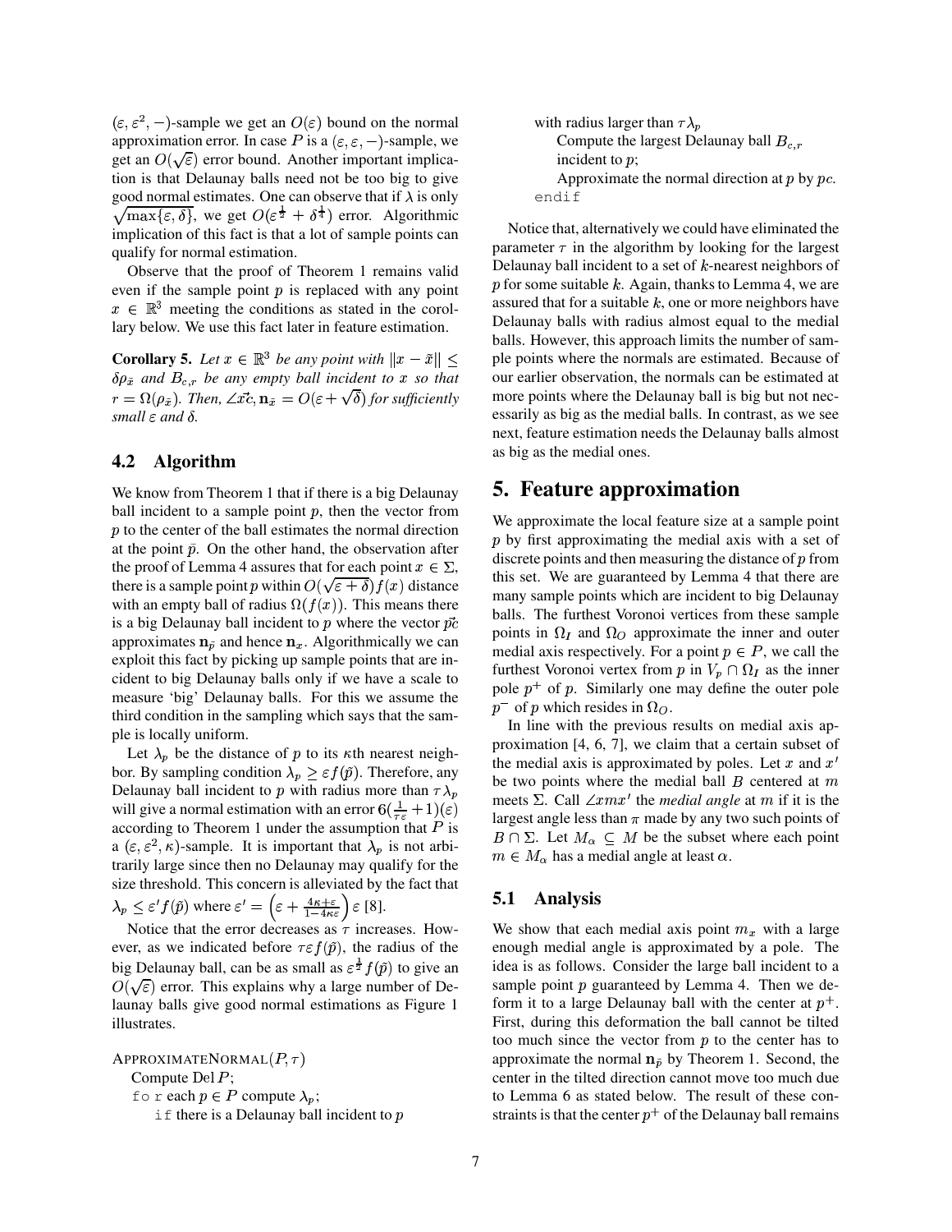$(\varepsilon, \varepsilon^2, -)$-sample we get an $O(\varepsilon)$ bound on the normal approximation error. In case $P$ is a $(\varepsilon, \varepsilon, -)$-sample, we get an $O(\sqrt{\varepsilon})$ error bound. Another important implication is that Delaunay balls need not be too big to give good normal estimates. One can observe that if $\lambda$ is only $\sqrt{\max\{\varepsilon, \delta\}}$, we get $O(\varepsilon^{\frac{1}{2}} + \delta^{\frac{1}{4}})$ error. Algorithmic implication of this fact is that a lot of sample points can qualify for normal estimation.

Observe that the proof of Theorem 1 remains valid even if the sample point $p$ is replaced with any point $x \in \mathbb{R}^3$ meeting the conditions as stated in the corollary below. We use this fact later in feature estimation.

**Corollary 5.** *Let $x \in \mathbb{R}^3$ be any point with $\|x - \tilde{x}\| \leq \delta\rho_{\tilde{x}}$ and $B_{c,r}$ be any empty ball incident to $x$ so that $r = \Omega(\rho_{\tilde{x}})$. Then, $\angle \vec{xc}, \mathbf{n}_{\tilde{x}} = O(\varepsilon + \sqrt{\delta})$ for sufficiently small $\varepsilon$ and $\delta$.*

## 4.2 Algorithm

We know from Theorem 1 that if there is a big Delaunay ball incident to a sample point $p$, then the vector from $p$ to the center of the ball estimates the normal direction at the point $\tilde{p}$. On the other hand, the observation after the proof of Lemma 4 assures that for each point $x \in \Sigma$, there is a sample point $p$ within $O(\sqrt{\varepsilon + \delta})f(x)$ distance with an empty ball of radius $\Omega(f(x))$. This means there is a big Delaunay ball incident to $p$ where the vector $\vec{pc}$ approximates $\mathbf{n}_{\tilde{p}}$ and hence $\mathbf{n}_x$. Algorithmically we can exploit this fact by picking up sample points that are incident to big Delaunay balls only if we have a scale to measure 'big' Delaunay balls. For this we assume the third condition in the sampling which says that the sample is locally uniform.

Let $\lambda_p$ be the distance of $p$ to its $\kappa$th nearest neighbor. By sampling condition $\lambda_p \geq \varepsilon f(\tilde{p})$. Therefore, any Delaunay ball incident to $p$ with radius more than $\tau\lambda_p$ will give a normal estimation with an error $6(\frac{1}{\tau\varepsilon} + 1)(\varepsilon)$ according to Theorem 1 under the assumption that $P$ is a $(\varepsilon, \varepsilon^2, \kappa)$-sample. It is important that $\lambda_p$ is not arbitrarily large since then no Delaunay may qualify for the size threshold. This concern is alleviated by the fact that $\lambda_p \leq \varepsilon' f(\tilde{p})$ where $\varepsilon' = \left(\varepsilon + \frac{4\kappa + \varepsilon}{1 - 4\kappa\varepsilon}\right)\varepsilon$ [8].

Notice that the error decreases as $\tau$ increases. However, as we indicated before $\tau\varepsilon f(\tilde{p})$, the radius of the big Delaunay ball, can be as small as $\varepsilon^{\frac{1}{2}} f(\tilde{p})$ to give an $O(\sqrt{\varepsilon})$ error. This explains why a large number of Delaunay balls give good normal estimations as Figure 1 illustrates.

ApproximateNormal$(P, \tau)$
  Compute Del $P$;
  for each $p \in P$ compute $\lambda_p$;
    if there is a Delaunay ball incident to $p$ with radius larger than $\tau\lambda_p$
      Compute the largest Delaunay ball $B_{c,r}$ incident to $p$;
      Approximate the normal direction at $p$ by $pc$.
    endif

Notice that, alternatively we could have eliminated the parameter $\tau$ in the algorithm by looking for the largest Delaunay ball incident to a set of $k$-nearest neighbors of $p$ for some suitable $k$. Again, thanks to Lemma 4, we are assured that for a suitable $k$, one or more neighbors have Delaunay balls with radius almost equal to the medial balls. However, this approach limits the number of sample points where the normals are estimated. Because of our earlier observation, the normals can be estimated at more points where the Delaunay ball is big but not necessarily as big as the medial balls. In contrast, as we see next, feature estimation needs the Delaunay balls almost as big as the medial ones.

# 5. Feature approximation

We approximate the local feature size at a sample point $p$ by first approximating the medial axis with a set of discrete points and then measuring the distance of $p$ from this set. We are guaranteed by Lemma 4 that there are many sample points which are incident to big Delaunay balls. The furthest Voronoi vertices from these sample points in $\Omega_I$ and $\Omega_O$ approximate the inner and outer medial axis respectively. For a point $p \in P$, we call the furthest Voronoi vertex from $p$ in $V_p \cap \Omega_I$ as the inner pole $p^+$ of $p$. Similarly one may define the outer pole $p^-$ of $p$ which resides in $\Omega_O$.

In line with the previous results on medial axis approximation [4, 6, 7], we claim that a certain subset of the medial axis is approximated by poles. Let $x$ and $x'$ be two points where the medial ball $B$ centered at $m$ meets $\Sigma$. Call $\angle xmx'$ the *medial angle* at $m$ if it is the largest angle less than $\pi$ made by any two such points of $B \cap \Sigma$. Let $M_\alpha \subseteq M$ be the subset where each point $m \in M_\alpha$ has a medial angle at least $\alpha$.

## 5.1 Analysis

We show that each medial axis point $m_x$ with a large enough medial angle is approximated by a pole. The idea is as follows. Consider the large ball incident to a sample point $p$ guaranteed by Lemma 4. Then we deform it to a large Delaunay ball with the center at $p^+$. First, during this deformation the ball cannot be tilted too much since the vector from $p$ to the center has to approximate the normal $\mathbf{n}_{\tilde{p}}$ by Theorem 1. Second, the center in the tilted direction cannot move too much due to Lemma 6 as stated below. The result of these constraints is that the center $p^+$ of the Delaunay ball remains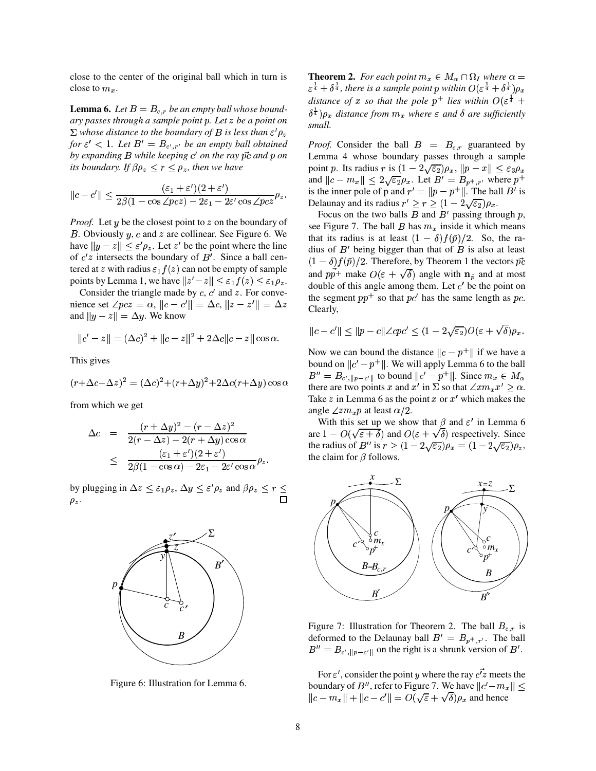close to the center of the original ball which in turn is close to $m_x$.

**Lemma 6.** *Let $B = B_{c,r}$ be an empty ball whose boundary passes through a sample point $p$. Let $z$ be a point on $\Sigma$ whose distance to the boundary of $B$ is less than $\varepsilon'\rho_z$ for $\varepsilon' < 1$. Let $B' = B_{c',r'}$ be an empty ball obtained by expanding $B$ while keeping $c'$ on the ray $\vec{pc}$ and $p$ on its boundary. If $\beta\rho_z \leq r \leq \rho_z$, then we have*

$$\|c - c'\| \leq \frac{(\varepsilon_1 + \varepsilon')(2 + \varepsilon')}{2\beta(1 - \cos\angle pcz) - 2\varepsilon_1 - 2\varepsilon' \cos\angle pcz}\rho_z.$$

*Proof.* Let $y$ be the closest point to $z$ on the boundary of $B$. Obviously $y$, $c$ and $z$ are collinear. See Figure 6. We have $\|y - z\| \leq \varepsilon'\rho_z$. Let $z'$ be the point where the line of $c'z$ intersects the boundary of $B'$. Since a ball centered at $z$ with radius $\varepsilon_1 f(z)$ can not be empty of sample points by Lemma 1, we have $\|z' - z\| \leq \varepsilon_1 f(z) \leq \varepsilon_1\rho_z$.

Consider the triangle made by $c$, $c'$ and $z$. For convenience set $\angle pcz = \alpha$, $\|c - c'\| = \Delta c$, $\|z - z'\| = \Delta z$ and $\|y - z\| = \Delta y$. We know

$$\|c' - z\| = (\Delta c)^2 + \|c - z\|^2 + 2\Delta c\|c - z\| \cos\alpha.$$

This gives

$$(r + \Delta c - \Delta z)^2 = (\Delta c)^2 + (r + \Delta y)^2 + 2\Delta c(r + \Delta y)\cos\alpha$$

from which we get

$$\begin{aligned}
\Delta c &= \frac{(r + \Delta y)^2 - (r - \Delta z)^2}{2(r - \Delta z) - 2(r + \Delta y)\cos\alpha} \\
&\leq \frac{(\varepsilon_1 + \varepsilon')(2 + \varepsilon')}{2\beta(1 - \cos\alpha) - 2\varepsilon_1 - 2\varepsilon' \cos\alpha}\rho_z.
\end{aligned}$$

by plugging in $\Delta z \leq \varepsilon_1\rho_z$, $\Delta y \leq \varepsilon'\rho_z$ and $\beta\rho_z \leq r \leq \rho_z$. □

Figure 6: Illustration for Lemma 6.

**Theorem 2.** *For each point $m_x \in M_\alpha \cap \Omega_I$ where $\alpha = \varepsilon^{\frac{1}{4}} + \delta^{\frac{1}{4}}$, there is a sample point $p$ within $O(\varepsilon^{\frac{1}{4}} + \delta^{\frac{1}{4}})\rho_x$ distance of $x$ so that the pole $p^+$ lies within $O(\varepsilon^{\frac{1}{4}} + \delta^{\frac{1}{4}})\rho_x$ distance from $m_x$ where $\varepsilon$ and $\delta$ are sufficiently small.*

*Proof.* Consider the ball $B = B_{c,r}$ guaranteed by Lemma 4 whose boundary passes through a sample point $p$. Its radius $r$ is $(1 - 2\sqrt{\varepsilon_2})\rho_x$, $\|p - x\| \leq \varepsilon_3\rho_x$ and $\|c - m_x\| \leq 2\sqrt{\varepsilon_2}\rho_x$. Let $B' = B_{p^+,r'}$ where $p^+$ is the inner pole of p and $r' = \|p - p^+\|$. The ball $B'$ is Delaunay and its radius $r' \geq r \geq (1 - 2\sqrt{\varepsilon_2})\rho_x$.

Focus on the two balls $B$ and $B'$ passing through $p$, see Figure 7. The ball $B$ has $m_x$ inside it which means that its radius is at least $(1 - \delta)f(\tilde{p})/2$. So, the radius of $B'$ being bigger than that of $B$ is also at least $(1 - \delta)f(\tilde{p})/2$. Therefore, by Theorem 1 the vectors $\vec{pc}$ and $\vec{pp^+}$ make $O(\varepsilon + \sqrt{\delta})$ angle with $\mathbf{n}_{\tilde{p}}$ and at most double of this angle among them. Let $c'$ be the point on the segment $pp^+$ so that $pc'$ has the same length as $pc$. Clearly,

$$\|c - c'\| \leq \|p - c\|\angle cpc' \leq (1 - 2\sqrt{\varepsilon_2})O(\varepsilon + \sqrt{\delta})\rho_x.$$

Now we can bound the distance $\|c - p^+\|$ if we have a bound on $\|c' - p^+\|$. We will apply Lemma 6 to the ball $B'' = B_{c',\|p - c'\|}$ to bound $\|c' - p^+\|$. Since $m_x \in M_\alpha$ there are two points $x$ and $x'$ in $\Sigma$ so that $\angle x m_x x' \geq \alpha$. Take $z$ in Lemma 6 as the point $x$ or $x'$ which makes the angle $\angle z m_x p$ at least $\alpha/2$.

With this set up we show that $\beta$ and $\varepsilon'$ in Lemma 6 are $1 - O(\sqrt{\varepsilon + \delta})$ and $O(\varepsilon + \sqrt{\delta})$ respectively. Since the radius of $B''$ is $r \geq (1 - 2\sqrt{\varepsilon_2})\rho_x = (1 - 2\sqrt{\varepsilon_2})\rho_z$, the claim for $\beta$ follows.

Figure 7: Illustration for Theorem 2. The ball $B_{c,r}$ is deformed to the Delaunay ball $B' = B_{p^+,r'}$. The ball $B'' = B_{c',\|p - c'\|}$ on the right is a shrunk version of $B'$.

For $\varepsilon'$, consider the point $y$ where the ray $\vec{c'z}$ meets the boundary of $B''$, refer to Figure 7. We have $\|c' - m_x\| \leq \|c - m_x\| + \|c - c'\| = O(\sqrt{\varepsilon} + \sqrt{\delta})\rho_x$ and hence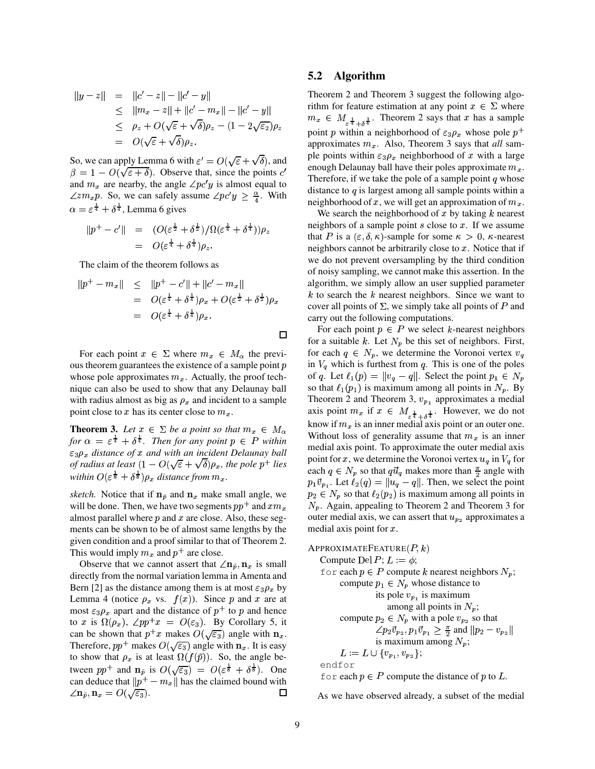$$
\begin{aligned}
\|y-z\| &= \|c'-z\| - \|c'-y\| \\
&\leq \|m_x - z\| + \|c' - m_x\| - \|c'-y\| \\
&\leq \rho_z + O(\sqrt{\varepsilon}+\sqrt{\delta})\rho_z - (1-2\sqrt{\varepsilon_2})\rho_z \\
&= O(\sqrt{\varepsilon}+\sqrt{\delta})\rho_z.
\end{aligned}
$$

So, we can apply Lemma 6 with $\varepsilon' = O(\sqrt{\varepsilon}+\sqrt{\delta})$, and $\beta = 1 - O(\sqrt{\varepsilon+\delta})$. Observe that, since the points $c'$ and $m_x$ are nearby, the angle $\angle pc'y$ is almost equal to $\angle zm_xp$. So, we can safely assume $\angle pc'y \geq \frac{\alpha}{4}$. With $\alpha = \varepsilon^{\frac{1}{4}} + \delta^{\frac{1}{4}}$, Lemma 6 gives

$$
\begin{aligned}
\|p^+ - c'\| &= (O(\varepsilon^{\frac{1}{2}}+\delta^{\frac{1}{2}})/\Omega(\varepsilon^{\frac{1}{4}}+\delta^{\frac{1}{4}}))\rho_z \\
&= O(\varepsilon^{\frac{1}{4}}+\delta^{\frac{1}{4}})\rho_z.
\end{aligned}
$$

The claim of the theorem follows as

$$
\begin{aligned}
\|p^+ - m_x\| &\leq \|p^+ - c'\| + \|c' - m_x\| \\
&= O(\varepsilon^{\frac{1}{4}}+\delta^{\frac{1}{4}})\rho_x + O(\varepsilon^{\frac{1}{2}}+\delta^{\frac{1}{2}})\rho_x \\
&= O(\varepsilon^{\frac{1}{4}}+\delta^{\frac{1}{4}})\rho_x.
\end{aligned}
$$

□

For each point $x \in \Sigma$ where $m_x \in M_\alpha$ the previous theorem guarantees the existence of a sample point $p$ whose pole approximates $m_x$. Actually, the proof technique can also be used to show that any Delaunay ball with radius almost as big as $\rho_x$ and incident to a sample point close to $x$ has its center close to $m_x$.

**Theorem 3.** *Let $x \in \Sigma$ be a point so that $m_x \in M_\alpha$ for $\alpha = \varepsilon^{\frac{1}{4}} + \delta^{\frac{1}{4}}$. Then for any point $p \in P$ within $\varepsilon_3\rho_x$ distance of $x$ and with an incident Delaunay ball of radius at least $(1 - O(\sqrt{\varepsilon}+\sqrt{\delta})\rho_x$, the pole $p^+$ lies within $O(\varepsilon^{\frac{1}{8}}+\delta^{\frac{1}{8}})\rho_x$ distance from $m_x$.*

*sketch.* Notice that if $\mathbf{n}_{\tilde{p}}$ and $\mathbf{n}_x$ make small angle, we will be done. Then, we have two segments $pp^+$ and $xm_x$ almost parallel where $p$ and $x$ are close. Also, these segments can be shown to be of almost same lengths by the given condition and a proof similar to that of Theorem 2. This would imply $m_x$ and $p^+$ are close.

Observe that we cannot assert that $\angle \mathbf{n}_{\tilde{p}}, \mathbf{n}_x$ is small directly from the normal variation lemma in Amenta and Bern [2] as the distance among them is at most $\varepsilon_3\rho_x$ by Lemma 4 (notice $\rho_x$ vs. $f(x)$). Since $p$ and $x$ are at most $\varepsilon_3\rho_x$ apart and the distance of $p^+$ to $p$ and hence to $x$ is $\Omega(\rho_x)$, $\angle pp^+x = O(\varepsilon_3)$. By Corollary 5, it can be shown that $p^+x$ makes $O(\sqrt{\varepsilon_3})$ angle with $\mathbf{n}_x$. Therefore, $pp^+$ makes $O(\sqrt{\varepsilon_3})$ angle with $\mathbf{n}_x$. It is easy to show that $\rho_x$ is at least $\Omega(f(\tilde{p}))$. So, the angle between $pp^+$ and $\mathbf{n}_{\tilde{p}}$ is $O(\sqrt{\varepsilon_3}) = O(\varepsilon^{\frac{1}{8}}+\delta^{\frac{1}{8}})$. One can deduce that $\|p^+ - m_x\|$ has the claimed bound with $\angle \mathbf{n}_{\tilde{p}}, \mathbf{n}_x = O(\sqrt{\varepsilon_3})$. □

## 5.2 Algorithm

Theorem 2 and Theorem 3 suggest the following algorithm for feature estimation at any point $x \in \Sigma$ where $m_x \in M_{\varepsilon^{\frac{1}{4}}+\delta^{\frac{1}{4}}}$. Theorem 2 says that $x$ has a sample point $p$ within a neighborhood of $\varepsilon_3\rho_x$ whose pole $p^+$ approximates $m_x$. Also, Theorem 3 says that *all* sample points within $\varepsilon_3\rho_x$ neighborhood of $x$ with a large enough Delaunay ball have their poles approximate $m_x$. Therefore, if we take the pole of a sample point $q$ whose distance to $q$ is largest among all sample points within a neighborhood of $x$, we will get an approximation of $m_x$.

We search the neighborhood of $x$ by taking $k$ nearest neighbors of a sample point $s$ close to $x$. If we assume that $P$ is a $(\varepsilon, \delta, \kappa)$-sample for some $\kappa > 0$, $\kappa$-nearest neighbors cannot be arbitrarily close to $x$. Notice that if we do not prevent oversampling by the third condition of noisy sampling, we cannot make this assertion. In the algorithm, we simply allow an user supplied parameter $k$ to search the $k$ nearest neighbors. Since we want to cover all points of $\Sigma$, we simply take all points of $P$ and carry out the following computations.

For each point $p \in P$ we select $k$-nearest neighbors for a suitable $k$. Let $N_p$ be this set of neighbors. First, for each $q \in N_p$, we determine the Voronoi vertex $v_q$ in $V_q$ which is furthest from $q$. This is one of the poles of $q$. Let $\ell_1(p) = \|v_q - q\|$. Select the point $p_1 \in N_p$ so that $\ell_1(p_1)$ is maximum among all points in $N_p$. By Theorem 2 and Theorem 3, $v_{p_1}$ approximates a medial axis point $m_x$ if $x \in M_{\varepsilon^{\frac{1}{4}}+\delta^{\frac{1}{4}}}$. However, we do not know if $m_x$ is an inner medial axis point or an outer one. Without loss of generality assume that $m_x$ is an inner medial axis point. To approximate the outer medial axis point for $x$, we determine the Voronoi vertex $u_q$ in $V_q$ for each $q \in N_p$ so that $q\vec{u}_q$ makes more than $\frac{\pi}{2}$ angle with $p_1\vec{v}_{p_1}$. Let $\ell_2(q) = \|u_q - q\|$. Then, we select the point $p_2 \in N_p$ so that $\ell_2(p_2)$ is maximum among all points in $N_p$. Again, appealing to Theorem 2 and Theorem 3 for outer medial axis, we can assert that $u_{p_2}$ approximates a medial axis point for $x$.

ApproximateFeature($P, k$)
  Compute Del $P$; $L := \phi$;
  for each $p \in P$ compute $k$ nearest neighbors $N_p$;
    compute $p_1 \in N_p$ whose distance to
      its pole $v_{p_1}$ is maximum
        among all points in $N_p$;
    compute $p_2 \in N_p$ with a pole $v_{p_2}$ so that
      $\angle p_2\vec{v}_{p_2}, p_1\vec{v}_{p_1} \geq \frac{\pi}{2}$ and $\|p_2 - v_{p_2}\|$
      is maximum among $N_p$;
    $L := L \cup \{v_{p_1}, v_{p_2}\}$;
  endfor
  for each $p \in P$ compute the distance of $p$ to $L$.

As we have observed already, a subset of the medial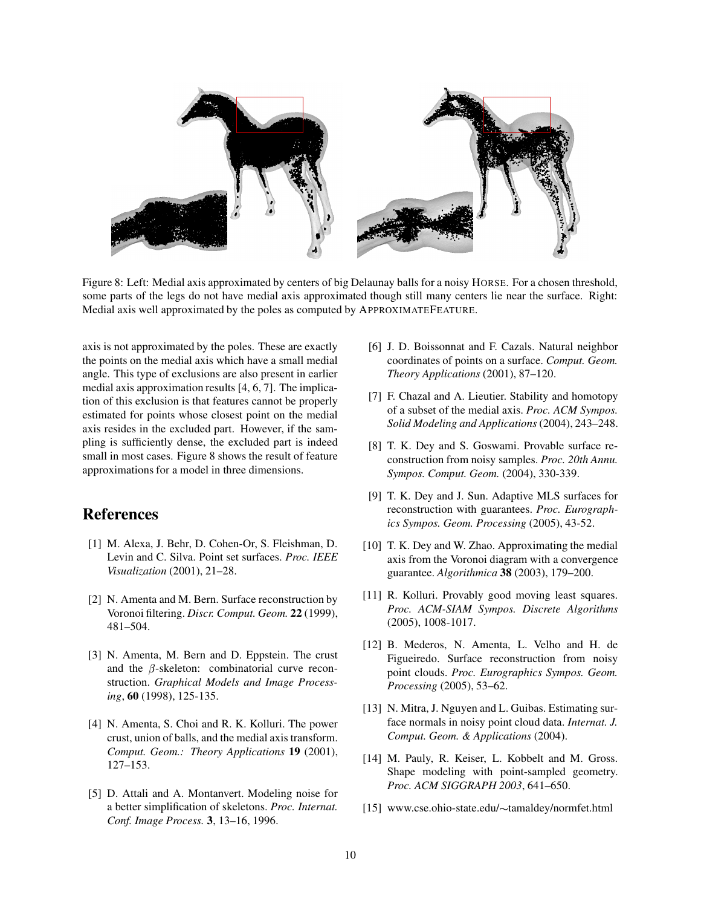Figure 8: Left: Medial axis approximated by centers of big Delaunay balls for a noisy HORSE. For a chosen threshold, some parts of the legs do not have medial axis approximated though still many centers lie near the surface. Right: Medial axis well approximated by the poles as computed by APPROXIMATEFEATURE.

axis is not approximated by the poles. These are exactly the points on the medial axis which have a small medial angle. This type of exclusions are also present in earlier medial axis approximation results [4, 6, 7]. The implication of this exclusion is that features cannot be properly estimated for points whose closest point on the medial axis resides in the excluded part. However, if the sampling is sufficiently dense, the excluded part is indeed small in most cases. Figure 8 shows the result of feature approximations for a model in three dimensions.

## References

[1] M. Alexa, J. Behr, D. Cohen-Or, S. Fleishman, D. Levin and C. Silva. Point set surfaces. *Proc. IEEE Visualization* (2001), 21–28.

[2] N. Amenta and M. Bern. Surface reconstruction by Voronoi filtering. *Discr. Comput. Geom.* **22** (1999), 481–504.

[3] N. Amenta, M. Bern and D. Eppstein. The crust and the $\beta$-skeleton: combinatorial curve reconstruction. *Graphical Models and Image Processing*, **60** (1998), 125-135.

[4] N. Amenta, S. Choi and R. K. Kolluri. The power crust, union of balls, and the medial axis transform. *Comput. Geom.: Theory Applications* **19** (2001), 127–153.

[5] D. Attali and A. Montanvert. Modeling noise for a better simplification of skeletons. *Proc. Internat. Conf. Image Process.* **3**, 13–16, 1996.

[6] J. D. Boissonnat and F. Cazals. Natural neighbor coordinates of points on a surface. *Comput. Geom. Theory Applications* (2001), 87–120.

[7] F. Chazal and A. Lieutier. Stability and homotopy of a subset of the medial axis. *Proc. ACM Sympos. Solid Modeling and Applications* (2004), 243–248.

[8] T. K. Dey and S. Goswami. Provable surface reconstruction from noisy samples. *Proc. 20th Annu. Sympos. Comput. Geom.* (2004), 330-339.

[9] T. K. Dey and J. Sun. Adaptive MLS surfaces for reconstruction with guarantees. *Proc. Eurographics Sympos. Geom. Processing* (2005), 43-52.

[10] T. K. Dey and W. Zhao. Approximating the medial axis from the Voronoi diagram with a convergence guarantee. *Algorithmica* **38** (2003), 179–200.

[11] R. Kolluri. Provably good moving least squares. *Proc. ACM-SIAM Sympos. Discrete Algorithms* (2005), 1008-1017.

[12] B. Mederos, N. Amenta, L. Velho and H. de Figueiredo. Surface reconstruction from noisy point clouds. *Proc. Eurographics Sympos. Geom. Processing* (2005), 53–62.

[13] N. Mitra, J. Nguyen and L. Guibas. Estimating surface normals in noisy point cloud data. *Internat. J. Comput. Geom. & Applications* (2004).

[14] M. Pauly, R. Keiser, L. Kobbelt and M. Gross. Shape modeling with point-sampled geometry. *Proc. ACM SIGGRAPH 2003*, 641–650.

[15] www.cse.ohio-state.edu/∼tamaldey/normfet.html